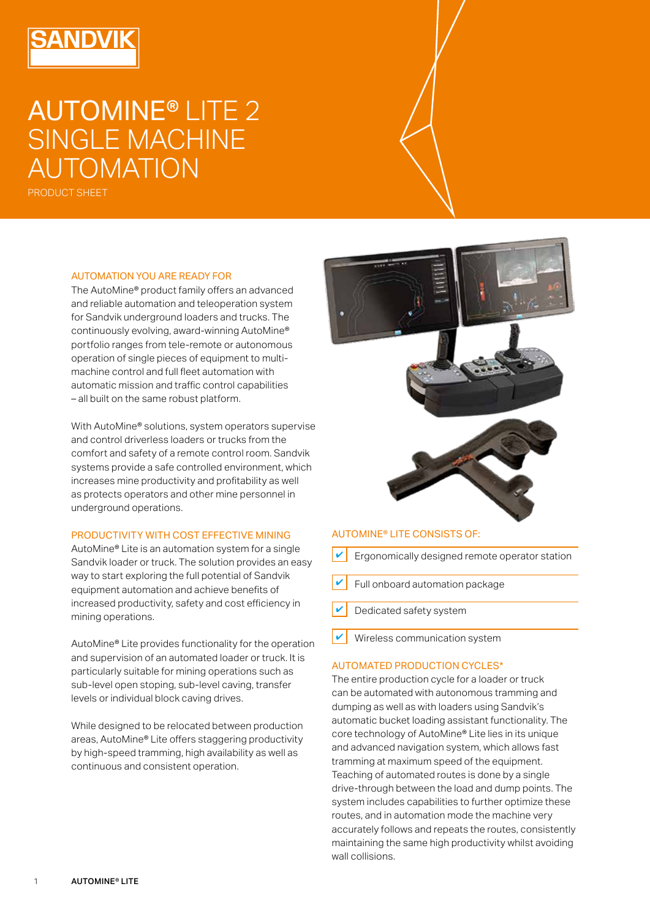SANDVIK

# AUTOMINE® LITE 2 SINGLE MACHINE AUTOMATION

PRODUCT SHEET

## AUTOMATION YOU ARE READY FOR

The AutoMine® product family offers an advanced and reliable automation and teleoperation system for Sandvik underground loaders and trucks. The continuously evolving, award-winning AutoMine® portfolio ranges from tele-remote or autonomous operation of single pieces of equipment to multi-machine control and full fleet automation with automatic mission and traffic control capabilities – all built on the same robust platform.

With AutoMine® solutions, system operators supervise and control driverless loaders or trucks from the comfort and safety of a remote control room. Sandvik systems provide a safe controlled environment, which increases mine productivity and profitability as well as protects operators and other mine personnel in underground operations.

## PRODUCTIVITY WITH COST EFFECTIVE MINING

AutoMine® Lite is an automation system for a single Sandvik loader or truck. The solution provides an easy way to start exploring the full potential of Sandvik equipment automation and achieve benefits of increased productivity, safety and cost efficiency in mining operations.

AutoMine® Lite provides functionality for the operation and supervision of an automated loader or truck. It is particularly suitable for mining operations such as sub-level open stoping, sub-level caving, transfer levels or individual block caving drives.

While designed to be relocated between production areas, AutoMine® Lite offers staggering productivity by high-speed tramming, high availability as well as continuous and consistent operation.

## AUTOMINE® LITE CONSISTS OF:

- ✔ Ergonomically designed remote operator station
- ✔ Full onboard automation package
- ✔ Dedicated safety system
- ✔ Wireless communication system

## AUTOMATED PRODUCTION CYCLES*

The entire production cycle for a loader or truck can be automated with autonomous tramming and dumping as well as with loaders using Sandvik's automatic bucket loading assistant functionality. The core technology of AutoMine® Lite lies in its unique and advanced navigation system, which allows fast tramming at maximum speed of the equipment. Teaching of automated routes is done by a single drive-through between the load and dump points. The system includes capabilities to further optimize these routes, and in automation mode the machine very accurately follows and repeats the routes, consistently maintaining the same high productivity whilst avoiding wall collisions.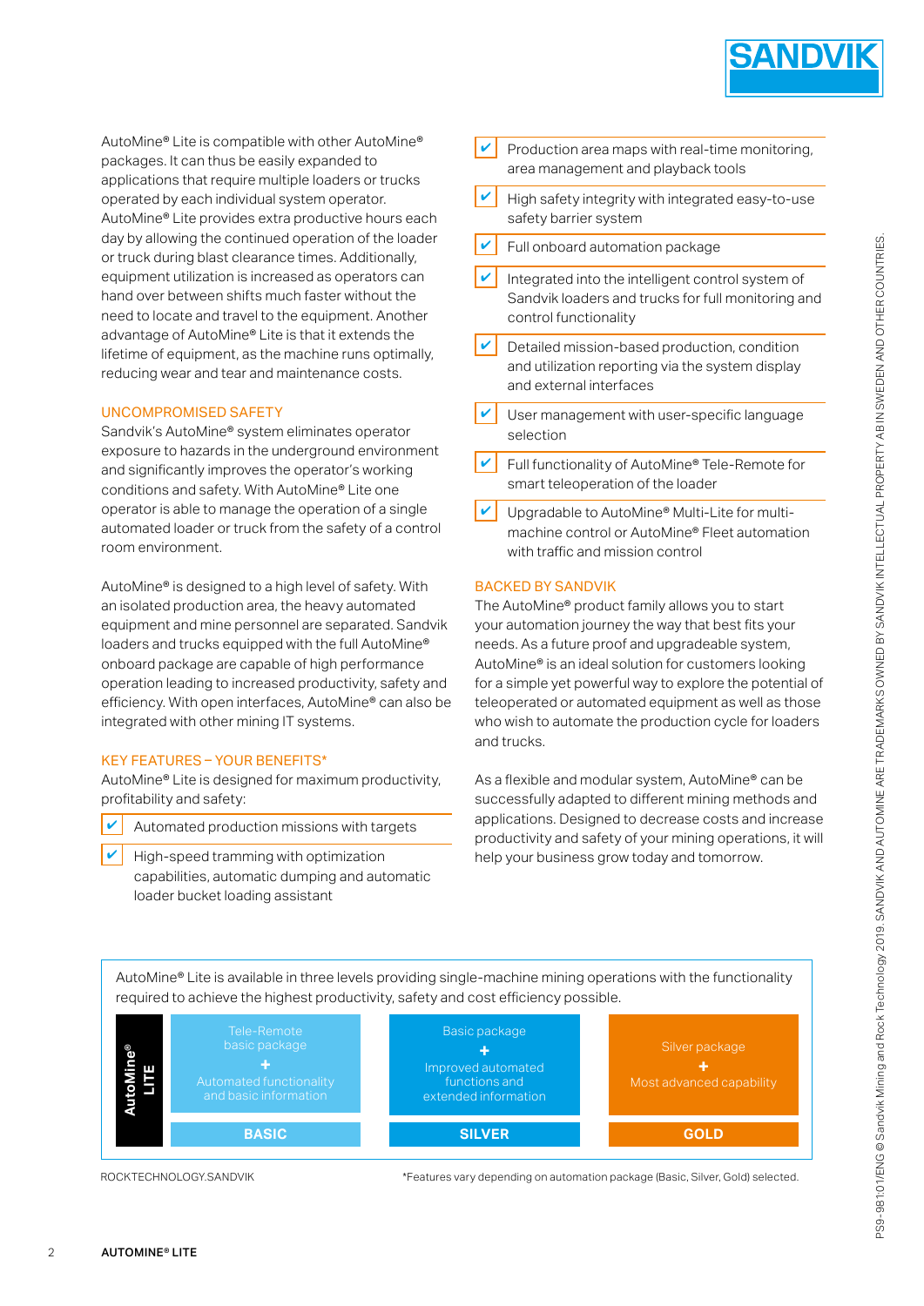AutoMine® Lite is compatible with other AutoMine® packages. It can thus be easily expanded to applications that require multiple loaders or trucks operated by each individual system operator. AutoMine® Lite provides extra productive hours each day by allowing the continued operation of the loader or truck during blast clearance times. Additionally, equipment utilization is increased as operators can hand over between shifts much faster without the need to locate and travel to the equipment. Another advantage of AutoMine® Lite is that it extends the lifetime of equipment, as the machine runs optimally, reducing wear and tear and maintenance costs.

## UNCOMPROMISED SAFETY

Sandvik's AutoMine® system eliminates operator exposure to hazards in the underground environment and significantly improves the operator's working conditions and safety. With AutoMine® Lite one operator is able to manage the operation of a single automated loader or truck from the safety of a control room environment.

AutoMine® is designed to a high level of safety. With an isolated production area, the heavy automated equipment and mine personnel are separated. Sandvik loaders and trucks equipped with the full AutoMine® onboard package are capable of high performance operation leading to increased productivity, safety and efficiency. With open interfaces, AutoMine® can also be integrated with other mining IT systems.

## KEY FEATURES – YOUR BENEFITS*

AutoMine® Lite is designed for maximum productivity, profitability and safety:

- ✔ Automated production missions with targets
- ✔ High-speed tramming with optimization capabilities, automatic dumping and automatic loader bucket loading assistant
- ✔ Production area maps with real-time monitoring, area management and playback tools
- ✔ High safety integrity with integrated easy-to-use safety barrier system
- ✔ Full onboard automation package
- ✔ Integrated into the intelligent control system of Sandvik loaders and trucks for full monitoring and control functionality
- ✔ Detailed mission-based production, condition and utilization reporting via the system display and external interfaces
- ✔ User management with user-specific language selection
- ✔ Full functionality of AutoMine® Tele-Remote for smart teleoperation of the loader
- ✔ Upgradable to AutoMine® Multi-Lite for multi-machine control or AutoMine® Fleet automation with traffic and mission control

## BACKED BY SANDVIK

The AutoMine® product family allows you to start your automation journey the way that best fits your needs. As a future proof and upgradeable system, AutoMine® is an ideal solution for customers looking for a simple yet powerful way to explore the potential of teleoperated or automated equipment as well as those who wish to automate the production cycle for loaders and trucks.

As a flexible and modular system, AutoMine® can be successfully adapted to different mining methods and applications. Designed to decrease costs and increase productivity and safety of your mining operations, it will help your business grow today and tomorrow.

AutoMine® Lite is available in three levels providing single-machine mining operations with the functionality required to achieve the highest productivity, safety and cost efficiency possible.

| AutoMine® LITE | BASIC | SILVER | GOLD |
| --- | --- | --- | --- |
| | Tele-Remote basic package + Automated functionality and basic information | Basic package + Improved automated functions and extended information | Silver package + Most advanced capability |

ROCKTECHNOLOGY.SANDVIK

*Features vary depending on automation package (Basic, Silver, Gold) selected.

PS9-981:01/ENG © Sandvik Mining and Rock Technology 2019. SANDVIK AND AUTOMINE ARE TRADEMARKS OWNED BY SANDVIK INTELLECTUAL PROPERTY AB IN SWEDEN AND OTHER COUNTRIES.